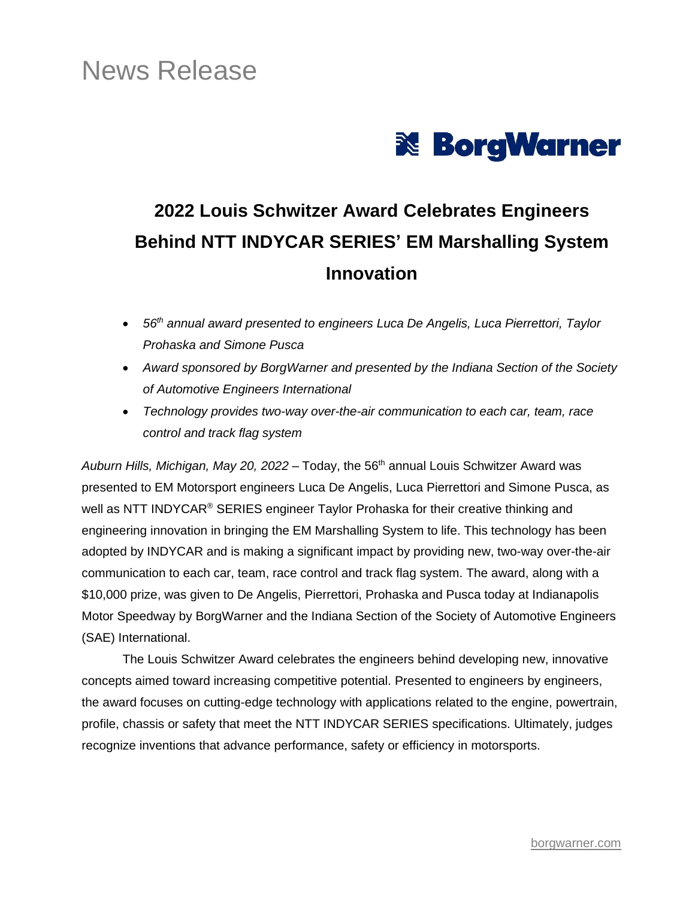# News Release

BorgWarner

## 2022 Louis Schwitzer Award Celebrates Engineers Behind NTT INDYCAR SERIES' EM Marshalling System Innovation

- *56th annual award presented to engineers Luca De Angelis, Luca Pierrettori, Taylor Prohaska and Simone Pusca*
- *Award sponsored by BorgWarner and presented by the Indiana Section of the Society of Automotive Engineers International*
- *Technology provides two-way over-the-air communication to each car, team, race control and track flag system*

*Auburn Hills, Michigan, May 20, 2022* – Today, the 56th annual Louis Schwitzer Award was presented to EM Motorsport engineers Luca De Angelis, Luca Pierrettori and Simone Pusca, as well as NTT INDYCAR® SERIES engineer Taylor Prohaska for their creative thinking and engineering innovation in bringing the EM Marshalling System to life. This technology has been adopted by INDYCAR and is making a significant impact by providing new, two-way over-the-air communication to each car, team, race control and track flag system. The award, along with a $10,000 prize, was given to De Angelis, Pierrettori, Prohaska and Pusca today at Indianapolis Motor Speedway by BorgWarner and the Indiana Section of the Society of Automotive Engineers (SAE) International.

The Louis Schwitzer Award celebrates the engineers behind developing new, innovative concepts aimed toward increasing competitive potential. Presented to engineers by engineers, the award focuses on cutting-edge technology with applications related to the engine, powertrain, profile, chassis or safety that meet the NTT INDYCAR SERIES specifications. Ultimately, judges recognize inventions that advance performance, safety or efficiency in motorsports.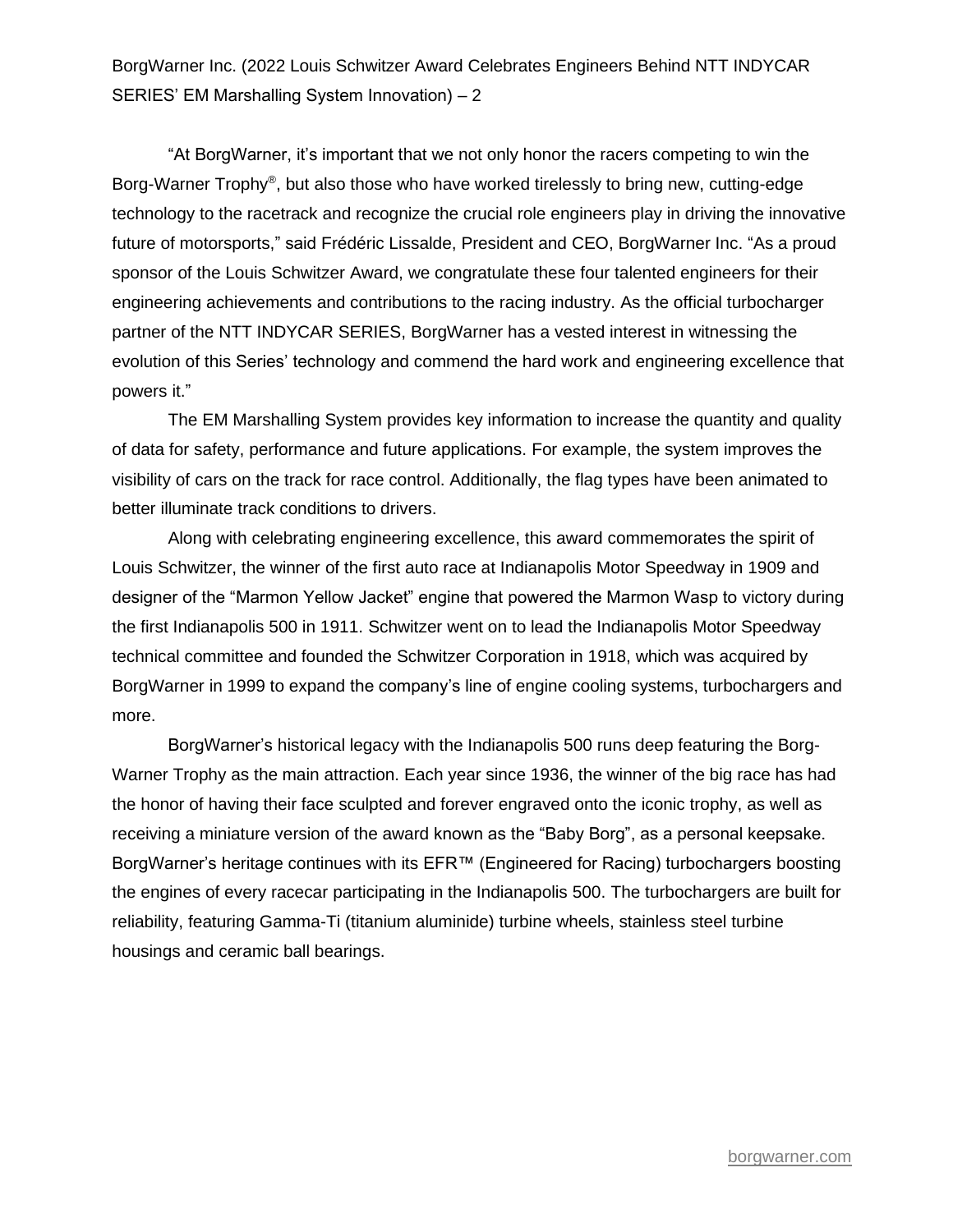"At BorgWarner, it's important that we not only honor the racers competing to win the Borg-Warner Trophy®, but also those who have worked tirelessly to bring new, cutting-edge technology to the racetrack and recognize the crucial role engineers play in driving the innovative future of motorsports," said Frédéric Lissalde, President and CEO, BorgWarner Inc. "As a proud sponsor of the Louis Schwitzer Award, we congratulate these four talented engineers for their engineering achievements and contributions to the racing industry. As the official turbocharger partner of the NTT INDYCAR SERIES, BorgWarner has a vested interest in witnessing the evolution of this Series' technology and commend the hard work and engineering excellence that powers it."

The EM Marshalling System provides key information to increase the quantity and quality of data for safety, performance and future applications. For example, the system improves the visibility of cars on the track for race control. Additionally, the flag types have been animated to better illuminate track conditions to drivers.

Along with celebrating engineering excellence, this award commemorates the spirit of Louis Schwitzer, the winner of the first auto race at Indianapolis Motor Speedway in 1909 and designer of the "Marmon Yellow Jacket" engine that powered the Marmon Wasp to victory during the first Indianapolis 500 in 1911. Schwitzer went on to lead the Indianapolis Motor Speedway technical committee and founded the Schwitzer Corporation in 1918, which was acquired by BorgWarner in 1999 to expand the company's line of engine cooling systems, turbochargers and more.

BorgWarner's historical legacy with the Indianapolis 500 runs deep featuring the Borg-Warner Trophy as the main attraction. Each year since 1936, the winner of the big race has had the honor of having their face sculpted and forever engraved onto the iconic trophy, as well as receiving a miniature version of the award known as the "Baby Borg", as a personal keepsake. BorgWarner's heritage continues with its EFR™ (Engineered for Racing) turbochargers boosting the engines of every racecar participating in the Indianapolis 500. The turbochargers are built for reliability, featuring Gamma-Ti (titanium aluminide) turbine wheels, stainless steel turbine housings and ceramic ball bearings.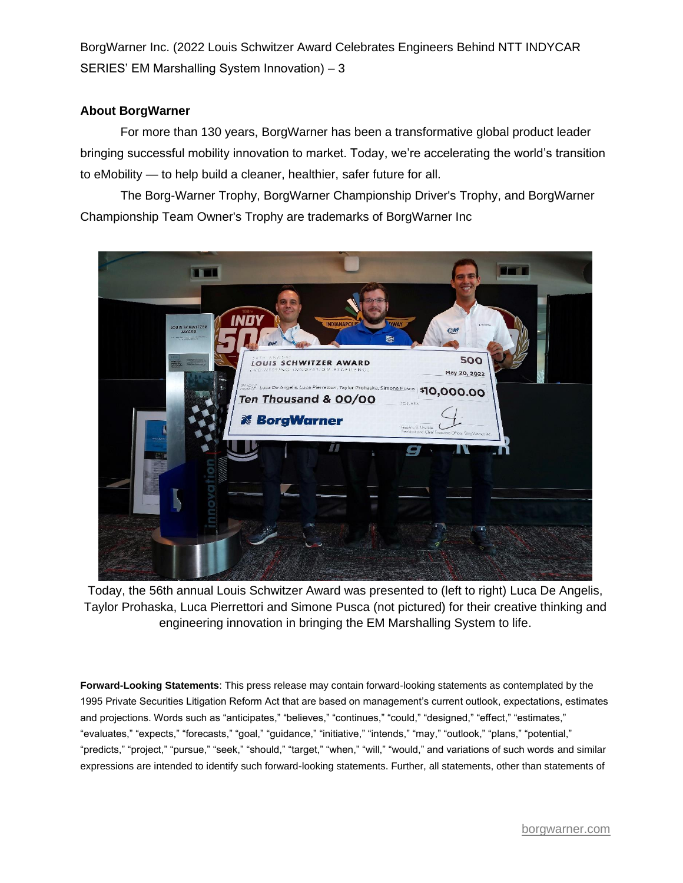## About BorgWarner

For more than 130 years, BorgWarner has been a transformative global product leader bringing successful mobility innovation to market. Today, we're accelerating the world's transition to eMobility — to help build a cleaner, healthier, safer future for all.

The Borg-Warner Trophy, BorgWarner Championship Driver's Trophy, and BorgWarner Championship Team Owner's Trophy are trademarks of BorgWarner Inc

Today, the 56th annual Louis Schwitzer Award was presented to (left to right) Luca De Angelis, Taylor Prohaska, Luca Pierrettori and Simone Pusca (not pictured) for their creative thinking and engineering innovation in bringing the EM Marshalling System to life.

**Forward-Looking Statements**: This press release may contain forward-looking statements as contemplated by the 1995 Private Securities Litigation Reform Act that are based on management's current outlook, expectations, estimates and projections. Words such as "anticipates," "believes," "continues," "could," "designed," "effect," "estimates," "evaluates," "expects," "forecasts," "goal," "guidance," "initiative," "intends," "may," "outlook," "plans," "potential," "predicts," "project," "pursue," "seek," "should," "target," "when," "will," "would," and variations of such words and similar expressions are intended to identify such forward-looking statements. Further, all statements, other than statements of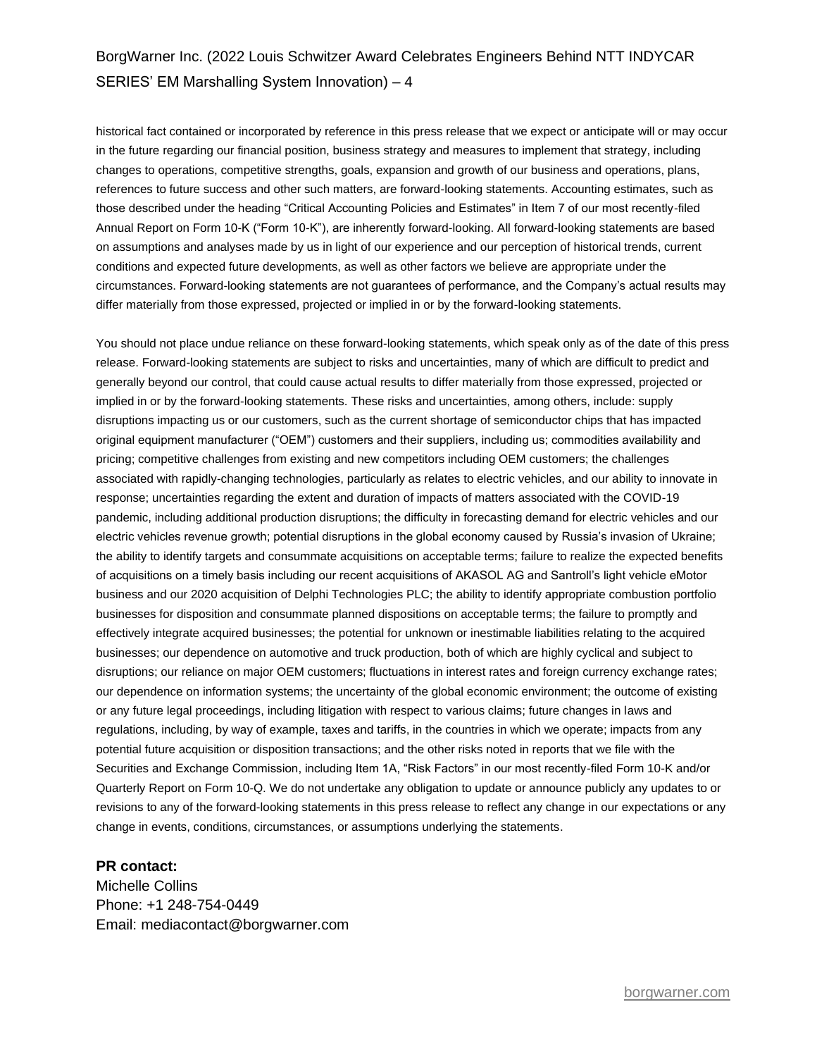historical fact contained or incorporated by reference in this press release that we expect or anticipate will or may occur in the future regarding our financial position, business strategy and measures to implement that strategy, including changes to operations, competitive strengths, goals, expansion and growth of our business and operations, plans, references to future success and other such matters, are forward-looking statements. Accounting estimates, such as those described under the heading "Critical Accounting Policies and Estimates" in Item 7 of our most recently-filed Annual Report on Form 10-K ("Form 10-K"), are inherently forward-looking. All forward-looking statements are based on assumptions and analyses made by us in light of our experience and our perception of historical trends, current conditions and expected future developments, as well as other factors we believe are appropriate under the circumstances. Forward-looking statements are not guarantees of performance, and the Company's actual results may differ materially from those expressed, projected or implied in or by the forward-looking statements.

You should not place undue reliance on these forward-looking statements, which speak only as of the date of this press release. Forward-looking statements are subject to risks and uncertainties, many of which are difficult to predict and generally beyond our control, that could cause actual results to differ materially from those expressed, projected or implied in or by the forward-looking statements. These risks and uncertainties, among others, include: supply disruptions impacting us or our customers, such as the current shortage of semiconductor chips that has impacted original equipment manufacturer ("OEM") customers and their suppliers, including us; commodities availability and pricing; competitive challenges from existing and new competitors including OEM customers; the challenges associated with rapidly-changing technologies, particularly as relates to electric vehicles, and our ability to innovate in response; uncertainties regarding the extent and duration of impacts of matters associated with the COVID-19 pandemic, including additional production disruptions; the difficulty in forecasting demand for electric vehicles and our electric vehicles revenue growth; potential disruptions in the global economy caused by Russia's invasion of Ukraine; the ability to identify targets and consummate acquisitions on acceptable terms; failure to realize the expected benefits of acquisitions on a timely basis including our recent acquisitions of AKASOL AG and Santroll's light vehicle eMotor business and our 2020 acquisition of Delphi Technologies PLC; the ability to identify appropriate combustion portfolio businesses for disposition and consummate planned dispositions on acceptable terms; the failure to promptly and effectively integrate acquired businesses; the potential for unknown or inestimable liabilities relating to the acquired businesses; our dependence on automotive and truck production, both of which are highly cyclical and subject to disruptions; our reliance on major OEM customers; fluctuations in interest rates and foreign currency exchange rates; our dependence on information systems; the uncertainty of the global economic environment; the outcome of existing or any future legal proceedings, including litigation with respect to various claims; future changes in laws and regulations, including, by way of example, taxes and tariffs, in the countries in which we operate; impacts from any potential future acquisition or disposition transactions; and the other risks noted in reports that we file with the Securities and Exchange Commission, including Item 1A, "Risk Factors" in our most recently-filed Form 10-K and/or Quarterly Report on Form 10-Q. We do not undertake any obligation to update or announce publicly any updates to or revisions to any of the forward-looking statements in this press release to reflect any change in our expectations or any change in events, conditions, circumstances, or assumptions underlying the statements.

**PR contact:**
Michelle Collins
Phone: +1 248-754-0449
Email: mediacontact@borgwarner.com